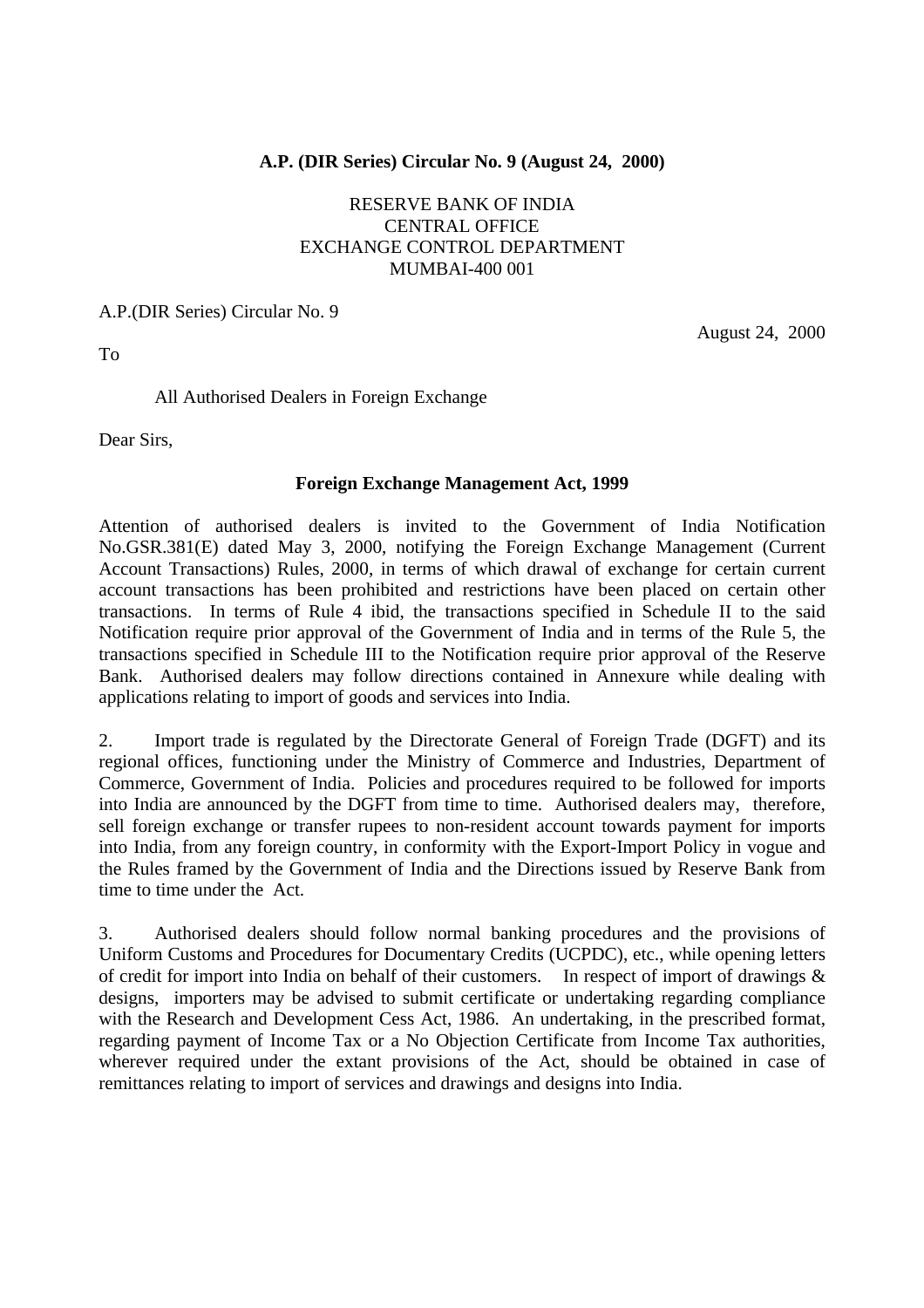**A.P. (DIR Series) Circular No. 9 (August 24, 2000)**

RESERVE BANK OF INDIA
CENTRAL OFFICE
EXCHANGE CONTROL DEPARTMENT
MUMBAI-400 001

A.P.(DIR Series) Circular No. 9

August 24, 2000

To

All Authorised Dealers in Foreign Exchange

Dear Sirs,

**Foreign Exchange Management Act, 1999**

Attention of authorised dealers is invited to the Government of India Notification No.GSR.381(E) dated May 3, 2000, notifying the Foreign Exchange Management (Current Account Transactions) Rules, 2000, in terms of which drawal of exchange for certain current account transactions has been prohibited and restrictions have been placed on certain other transactions. In terms of Rule 4 ibid, the transactions specified in Schedule II to the said Notification require prior approval of the Government of India and in terms of the Rule 5, the transactions specified in Schedule III to the Notification require prior approval of the Reserve Bank. Authorised dealers may follow directions contained in Annexure while dealing with applications relating to import of goods and services into India.

2. Import trade is regulated by the Directorate General of Foreign Trade (DGFT) and its regional offices, functioning under the Ministry of Commerce and Industries, Department of Commerce, Government of India. Policies and procedures required to be followed for imports into India are announced by the DGFT from time to time. Authorised dealers may, therefore, sell foreign exchange or transfer rupees to non-resident account towards payment for imports into India, from any foreign country, in conformity with the Export-Import Policy in vogue and the Rules framed by the Government of India and the Directions issued by Reserve Bank from time to time under the Act.

3. Authorised dealers should follow normal banking procedures and the provisions of Uniform Customs and Procedures for Documentary Credits (UCPDC), etc., while opening letters of credit for import into India on behalf of their customers. In respect of import of drawings & designs, importers may be advised to submit certificate or undertaking regarding compliance with the Research and Development Cess Act, 1986. An undertaking, in the prescribed format, regarding payment of Income Tax or a No Objection Certificate from Income Tax authorities, wherever required under the extant provisions of the Act, should be obtained in case of remittances relating to import of services and drawings and designs into India.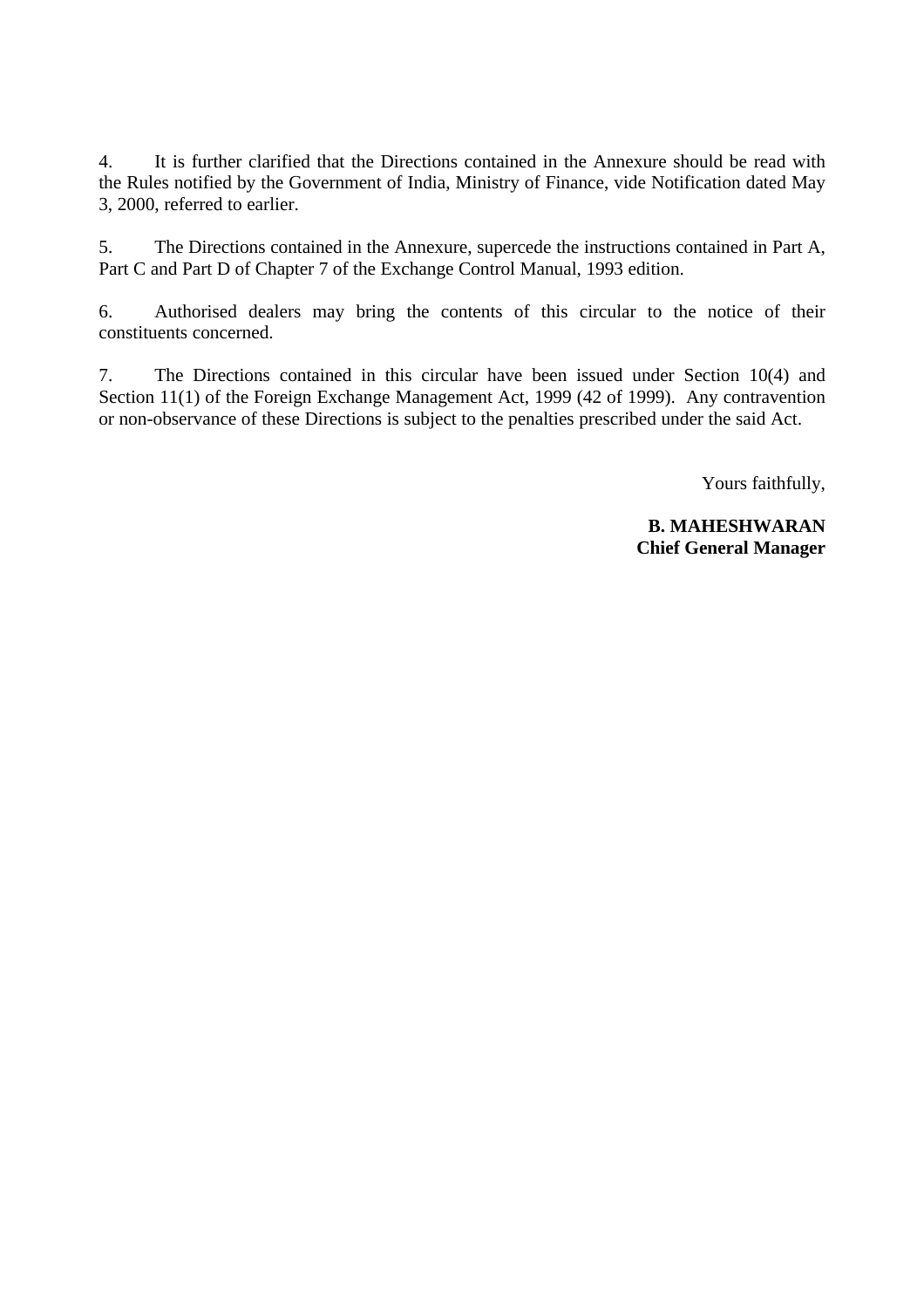4. It is further clarified that the Directions contained in the Annexure should be read with the Rules notified by the Government of India, Ministry of Finance, vide Notification dated May 3, 2000, referred to earlier.

5. The Directions contained in the Annexure, supercede the instructions contained in Part A, Part C and Part D of Chapter 7 of the Exchange Control Manual, 1993 edition.

6. Authorised dealers may bring the contents of this circular to the notice of their constituents concerned.

7. The Directions contained in this circular have been issued under Section 10(4) and Section 11(1) of the Foreign Exchange Management Act, 1999 (42 of 1999). Any contravention or non-observance of these Directions is subject to the penalties prescribed under the said Act.

Yours faithfully,

**B. MAHESHWARAN**
**Chief General Manager**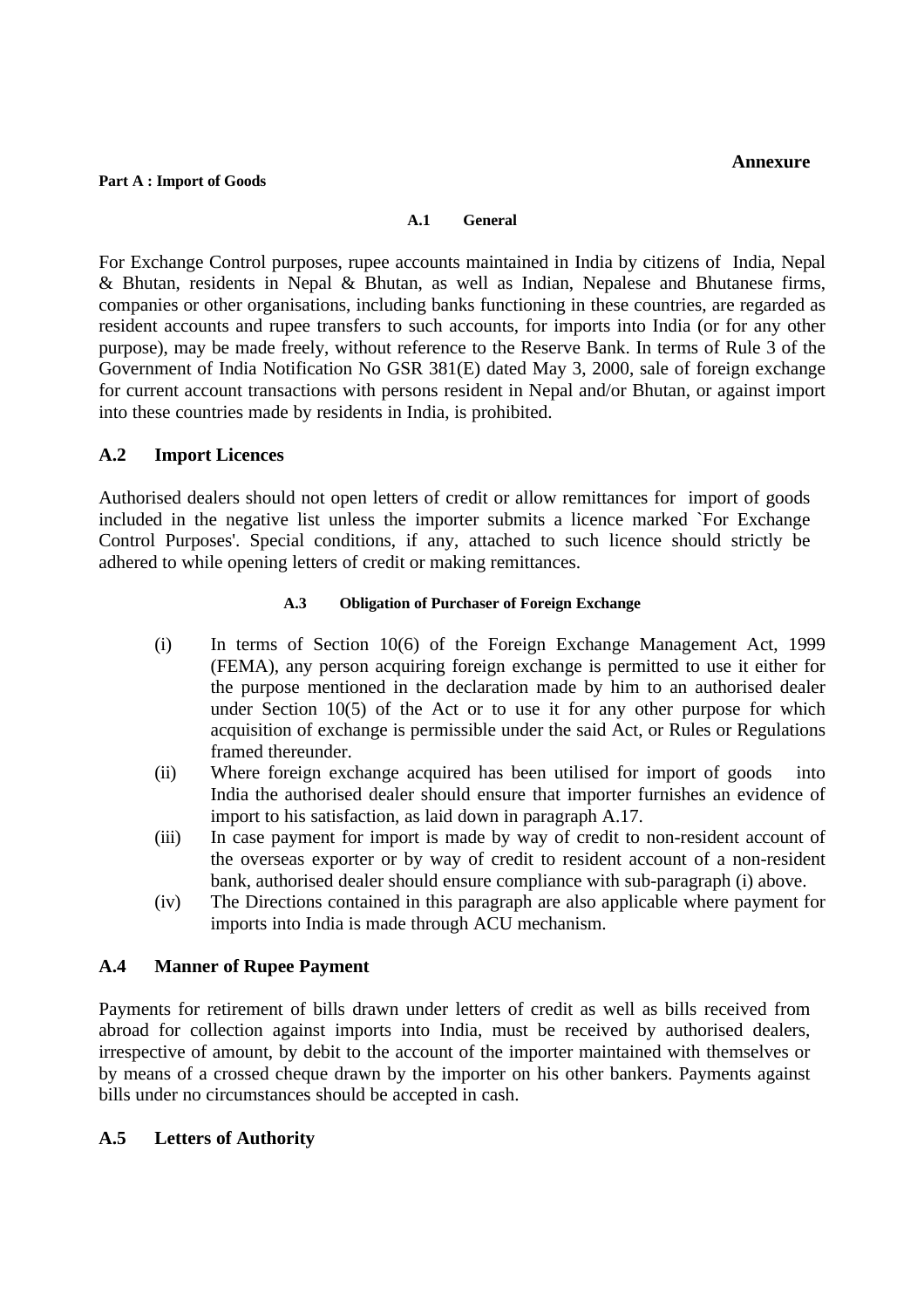**Annexure**

**Part A : Import of Goods**

**A.1 General**

For Exchange Control purposes, rupee accounts maintained in India by citizens of India, Nepal & Bhutan, residents in Nepal & Bhutan, as well as Indian, Nepalese and Bhutanese firms, companies or other organisations, including banks functioning in these countries, are regarded as resident accounts and rupee transfers to such accounts, for imports into India (or for any other purpose), may be made freely, without reference to the Reserve Bank. In terms of Rule 3 of the Government of India Notification No GSR 381(E) dated May 3, 2000, sale of foreign exchange for current account transactions with persons resident in Nepal and/or Bhutan, or against import into these countries made by residents in India, is prohibited.

## A.2 Import Licences

Authorised dealers should not open letters of credit or allow remittances for import of goods included in the negative list unless the importer submits a licence marked `For Exchange Control Purposes'. Special conditions, if any, attached to such licence should strictly be adhered to while opening letters of credit or making remittances.

**A.3 Obligation of Purchaser of Foreign Exchange**

(i) In terms of Section 10(6) of the Foreign Exchange Management Act, 1999 (FEMA), any person acquiring foreign exchange is permitted to use it either for the purpose mentioned in the declaration made by him to an authorised dealer under Section 10(5) of the Act or to use it for any other purpose for which acquisition of exchange is permissible under the said Act, or Rules or Regulations framed thereunder.

(ii) Where foreign exchange acquired has been utilised for import of goods into India the authorised dealer should ensure that importer furnishes an evidence of import to his satisfaction, as laid down in paragraph A.17.

(iii) In case payment for import is made by way of credit to non-resident account of the overseas exporter or by way of credit to resident account of a non-resident bank, authorised dealer should ensure compliance with sub-paragraph (i) above.

(iv) The Directions contained in this paragraph are also applicable where payment for imports into India is made through ACU mechanism.

## A.4 Manner of Rupee Payment

Payments for retirement of bills drawn under letters of credit as well as bills received from abroad for collection against imports into India, must be received by authorised dealers, irrespective of amount, by debit to the account of the importer maintained with themselves or by means of a crossed cheque drawn by the importer on his other bankers. Payments against bills under no circumstances should be accepted in cash.

## A.5 Letters of Authority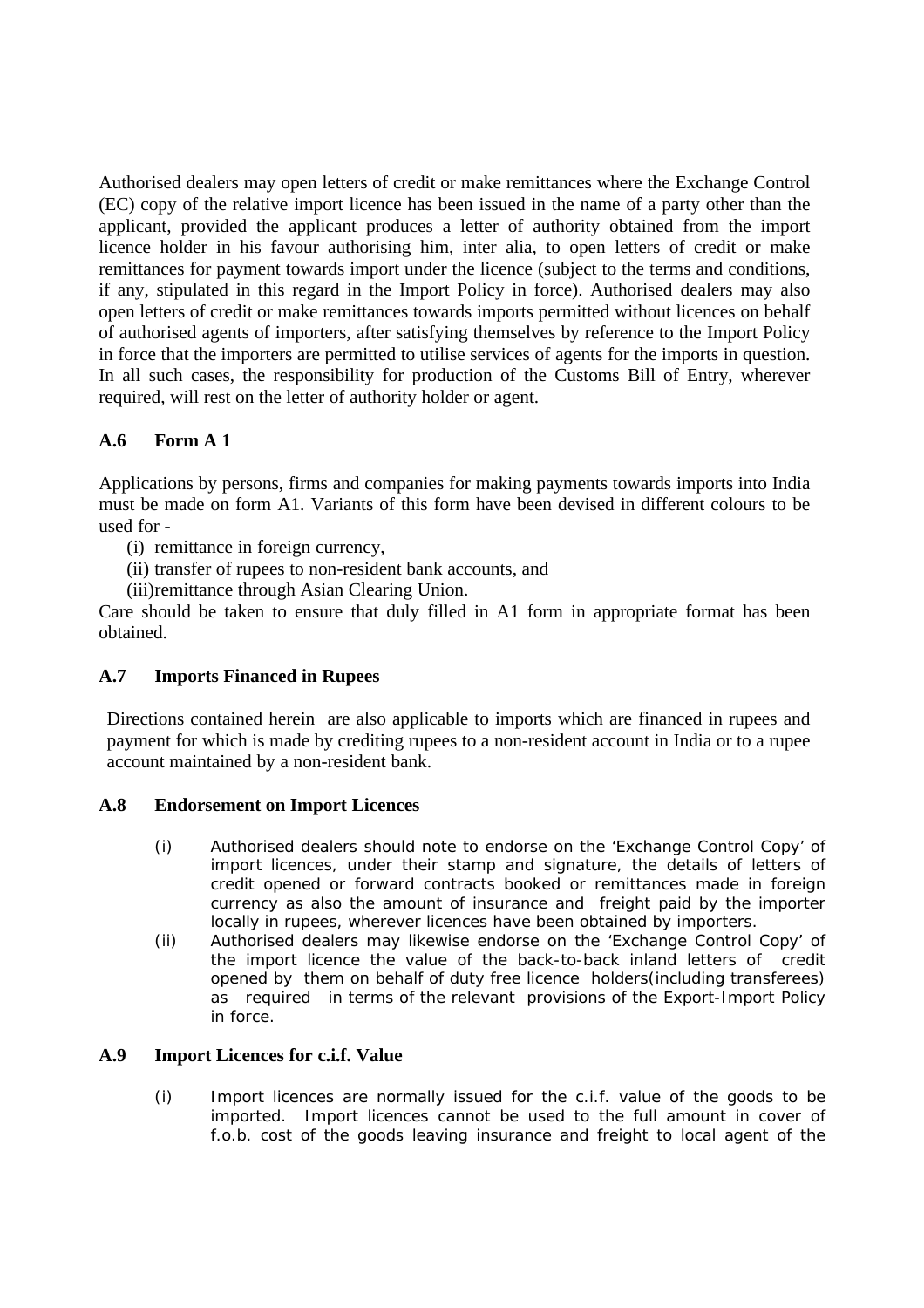Authorised dealers may open letters of credit or make remittances where the Exchange Control (EC) copy of the relative import licence has been issued in the name of a party other than the applicant, provided the applicant produces a letter of authority obtained from the import licence holder in his favour authorising him, inter alia, to open letters of credit or make remittances for payment towards import under the licence (subject to the terms and conditions, if any, stipulated in this regard in the Import Policy in force). Authorised dealers may also open letters of credit or make remittances towards imports permitted without licences on behalf of authorised agents of importers, after satisfying themselves by reference to the Import Policy in force that the importers are permitted to utilise services of agents for the imports in question. In all such cases, the responsibility for production of the Customs Bill of Entry, wherever required, will rest on the letter of authority holder or agent.

### A.6 Form A 1

Applications by persons, firms and companies for making payments towards imports into India must be made on form A1. Variants of this form have been devised in different colours to be used for -

(i) remittance in foreign currency,

(ii) transfer of rupees to non-resident bank accounts, and

(iii) remittance through Asian Clearing Union.

Care should be taken to ensure that duly filled in A1 form in appropriate format has been obtained.

### A.7 Imports Financed in Rupees

Directions contained herein are also applicable to imports which are financed in rupees and payment for which is made by crediting rupees to a non-resident account in India or to a rupee account maintained by a non-resident bank.

### A.8 Endorsement on Import Licences

(i) Authorised dealers should note to endorse on the 'Exchange Control Copy' of import licences, under their stamp and signature, the details of letters of credit opened or forward contracts booked or remittances made in foreign currency as also the amount of insurance and freight paid by the importer locally in rupees, wherever licences have been obtained by importers.

(ii) Authorised dealers may likewise endorse on the 'Exchange Control Copy' of the import licence the value of the back-to-back inland letters of credit opened by them on behalf of duty free licence holders(including transferees) as required in terms of the relevant provisions of the Export-Import Policy in force.

### A.9 Import Licences for c.i.f. Value

(i) Import licences are normally issued for the c.i.f. value of the goods to be imported. Import licences cannot be used to the full amount in cover of f.o.b. cost of the goods leaving insurance and freight to local agent of the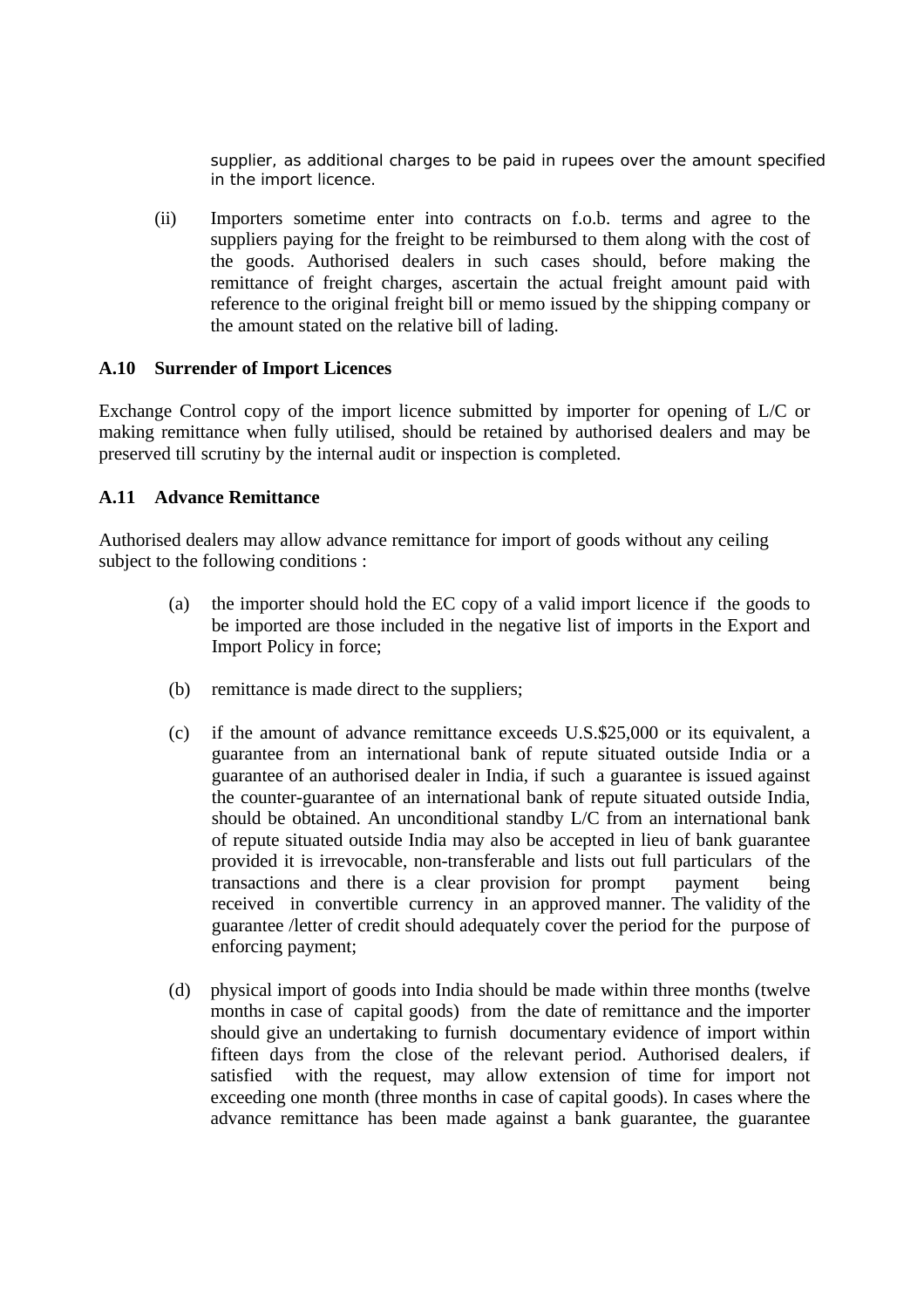supplier, as additional charges to be paid in rupees over the amount specified in the import licence.

(ii) Importers sometime enter into contracts on f.o.b. terms and agree to the suppliers paying for the freight to be reimbursed to them along with the cost of the goods. Authorised dealers in such cases should, before making the remittance of freight charges, ascertain the actual freight amount paid with reference to the original freight bill or memo issued by the shipping company or the amount stated on the relative bill of lading.

**A.10 Surrender of Import Licences**

Exchange Control copy of the import licence submitted by importer for opening of L/C or making remittance when fully utilised, should be retained by authorised dealers and may be preserved till scrutiny by the internal audit or inspection is completed.

**A.11 Advance Remittance**

Authorised dealers may allow advance remittance for import of goods without any ceiling subject to the following conditions :

(a) the importer should hold the EC copy of a valid import licence if the goods to be imported are those included in the negative list of imports in the Export and Import Policy in force;

(b) remittance is made direct to the suppliers;

(c) if the amount of advance remittance exceeds U.S.$25,000 or its equivalent, a guarantee from an international bank of repute situated outside India or a guarantee of an authorised dealer in India, if such a guarantee is issued against the counter-guarantee of an international bank of repute situated outside India, should be obtained. An unconditional standby L/C from an international bank of repute situated outside India may also be accepted in lieu of bank guarantee provided it is irrevocable, non-transferable and lists out full particulars of the transactions and there is a clear provision for prompt payment being received in convertible currency in an approved manner. The validity of the guarantee /letter of credit should adequately cover the period for the purpose of enforcing payment;

(d) physical import of goods into India should be made within three months (twelve months in case of capital goods) from the date of remittance and the importer should give an undertaking to furnish documentary evidence of import within fifteen days from the close of the relevant period. Authorised dealers, if satisfied with the request, may allow extension of time for import not exceeding one month (three months in case of capital goods). In cases where the advance remittance has been made against a bank guarantee, the guarantee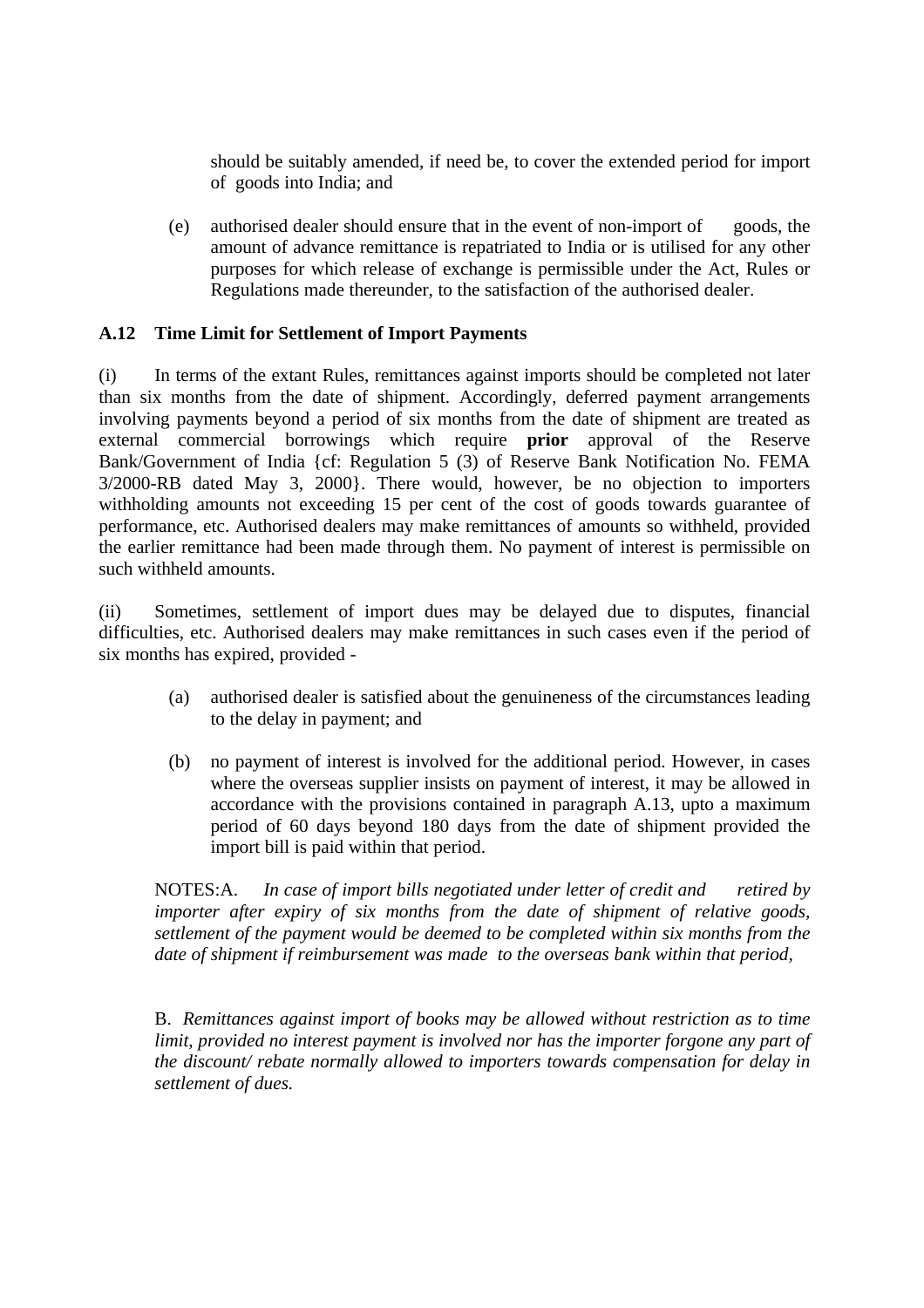should be suitably amended, if need be, to cover the extended period for import of goods into India; and

(e) authorised dealer should ensure that in the event of non-import of goods, the amount of advance remittance is repatriated to India or is utilised for any other purposes for which release of exchange is permissible under the Act, Rules or Regulations made thereunder, to the satisfaction of the authorised dealer.

### A.12 Time Limit for Settlement of Import Payments

(i) In terms of the extant Rules, remittances against imports should be completed not later than six months from the date of shipment. Accordingly, deferred payment arrangements involving payments beyond a period of six months from the date of shipment are treated as external commercial borrowings which require **prior** approval of the Reserve Bank/Government of India {cf: Regulation 5 (3) of Reserve Bank Notification No. FEMA 3/2000-RB dated May 3, 2000}. There would, however, be no objection to importers withholding amounts not exceeding 15 per cent of the cost of goods towards guarantee of performance, etc. Authorised dealers may make remittances of amounts so withheld, provided the earlier remittance had been made through them. No payment of interest is permissible on such withheld amounts.

(ii) Sometimes, settlement of import dues may be delayed due to disputes, financial difficulties, etc. Authorised dealers may make remittances in such cases even if the period of six months has expired, provided -

(a) authorised dealer is satisfied about the genuineness of the circumstances leading to the delay in payment; and

(b) no payment of interest is involved for the additional period. However, in cases where the overseas supplier insists on payment of interest, it may be allowed in accordance with the provisions contained in paragraph A.13, upto a maximum period of 60 days beyond 180 days from the date of shipment provided the import bill is paid within that period.

NOTES:A. *In case of import bills negotiated under letter of credit and retired by importer after expiry of six months from the date of shipment of relative goods, settlement of the payment would be deemed to be completed within six months from the date of shipment if reimbursement was made to the overseas bank within that period,*

B. *Remittances against import of books may be allowed without restriction as to time limit, provided no interest payment is involved nor has the importer forgone any part of the discount/ rebate normally allowed to importers towards compensation for delay in settlement of dues.*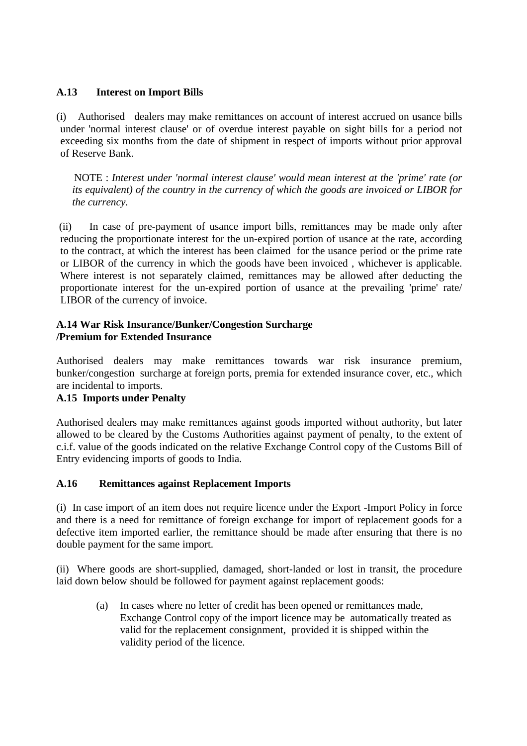**A.13 Interest on Import Bills**

(i) Authorised dealers may make remittances on account of interest accrued on usance bills under 'normal interest clause' or of overdue interest payable on sight bills for a period not exceeding six months from the date of shipment in respect of imports without prior approval of Reserve Bank.

NOTE : *Interest under 'normal interest clause' would mean interest at the 'prime' rate (or its equivalent) of the country in the currency of which the goods are invoiced or LIBOR for the currency.*

(ii) In case of pre-payment of usance import bills, remittances may be made only after reducing the proportionate interest for the un-expired portion of usance at the rate, according to the contract, at which the interest has been claimed for the usance period or the prime rate or LIBOR of the currency in which the goods have been invoiced , whichever is applicable. Where interest is not separately claimed, remittances may be allowed after deducting the proportionate interest for the un-expired portion of usance at the prevailing 'prime' rate/ LIBOR of the currency of invoice.

**A.14 War Risk Insurance/Bunker/Congestion Surcharge /Premium for Extended Insurance**

Authorised dealers may make remittances towards war risk insurance premium, bunker/congestion surcharge at foreign ports, premia for extended insurance cover, etc., which are incidental to imports.

**A.15 Imports under Penalty**

Authorised dealers may make remittances against goods imported without authority, but later allowed to be cleared by the Customs Authorities against payment of penalty, to the extent of c.i.f. value of the goods indicated on the relative Exchange Control copy of the Customs Bill of Entry evidencing imports of goods to India.

**A.16 Remittances against Replacement Imports**

(i) In case import of an item does not require licence under the Export -Import Policy in force and there is a need for remittance of foreign exchange for import of replacement goods for a defective item imported earlier, the remittance should be made after ensuring that there is no double payment for the same import.

(ii) Where goods are short-supplied, damaged, short-landed or lost in transit, the procedure laid down below should be followed for payment against replacement goods:

(a) In cases where no letter of credit has been opened or remittances made, Exchange Control copy of the import licence may be automatically treated as valid for the replacement consignment, provided it is shipped within the validity period of the licence.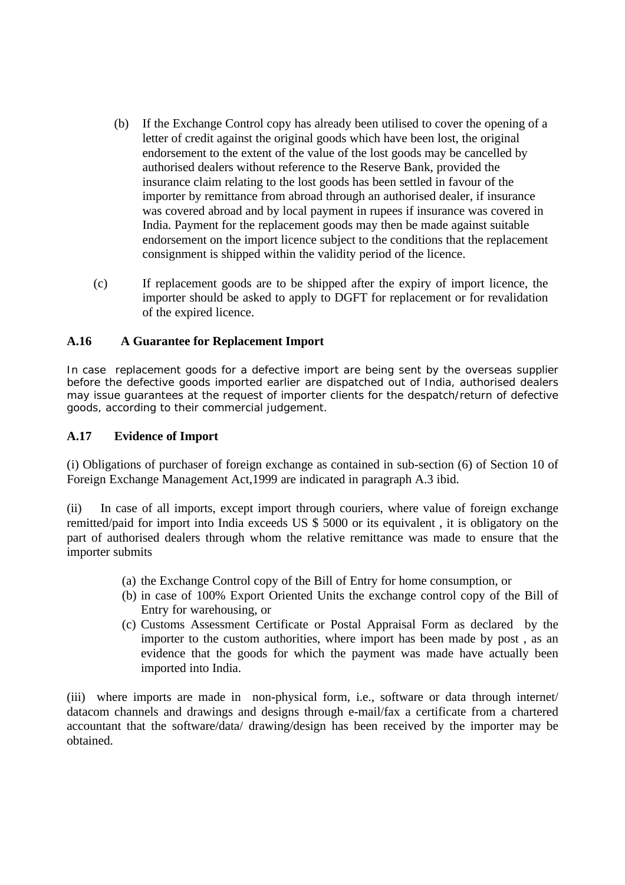(b) If the Exchange Control copy has already been utilised to cover the opening of a letter of credit against the original goods which have been lost, the original endorsement to the extent of the value of the lost goods may be cancelled by authorised dealers without reference to the Reserve Bank, provided the insurance claim relating to the lost goods has been settled in favour of the importer by remittance from abroad through an authorised dealer, if insurance was covered abroad and by local payment in rupees if insurance was covered in India. Payment for the replacement goods may then be made against suitable endorsement on the import licence subject to the conditions that the replacement consignment is shipped within the validity period of the licence.

(c) If replacement goods are to be shipped after the expiry of import licence, the importer should be asked to apply to DGFT for replacement or for revalidation of the expired licence.

**A.16 A Guarantee for Replacement Import**

In case replacement goods for a defective import are being sent by the overseas supplier before the defective goods imported earlier are dispatched out of India, authorised dealers may issue guarantees at the request of importer clients for the despatch/return of defective goods, according to their commercial judgement.

**A.17 Evidence of Import**

(i) Obligations of purchaser of foreign exchange as contained in sub-section (6) of Section 10 of Foreign Exchange Management Act,1999 are indicated in paragraph A.3 ibid.

(ii) In case of all imports, except import through couriers, where value of foreign exchange remitted/paid for import into India exceeds US $ 5000 or its equivalent , it is obligatory on the part of authorised dealers through whom the relative remittance was made to ensure that the importer submits

(a) the Exchange Control copy of the Bill of Entry for home consumption, or
(b) in case of 100% Export Oriented Units the exchange control copy of the Bill of Entry for warehousing, or
(c) Customs Assessment Certificate or Postal Appraisal Form as declared by the importer to the custom authorities, where import has been made by post , as an evidence that the goods for which the payment was made have actually been imported into India.

(iii) where imports are made in non-physical form, i.e., software or data through internet/ datacom channels and drawings and designs through e-mail/fax a certificate from a chartered accountant that the software/data/ drawing/design has been received by the importer may be obtained.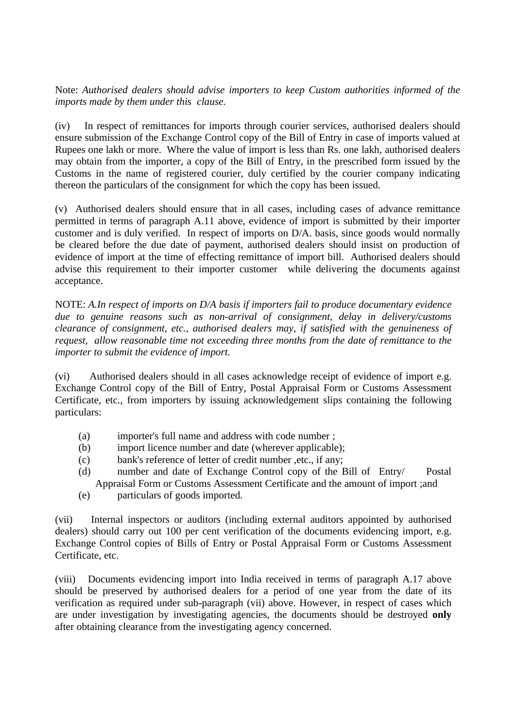Note: *Authorised dealers should advise importers to keep Custom authorities informed of the imports made by them under this clause.*

(iv) In respect of remittances for imports through courier services, authorised dealers should ensure submission of the Exchange Control copy of the Bill of Entry in case of imports valued at Rupees one lakh or more. Where the value of import is less than Rs. one lakh, authorised dealers may obtain from the importer, a copy of the Bill of Entry, in the prescribed form issued by the Customs in the name of registered courier, duly certified by the courier company indicating thereon the particulars of the consignment for which the copy has been issued.

(v) Authorised dealers should ensure that in all cases, including cases of advance remittance permitted in terms of paragraph A.11 above, evidence of import is submitted by their importer customer and is duly verified. In respect of imports on D/A. basis, since goods would normally be cleared before the due date of payment, authorised dealers should insist on production of evidence of import at the time of effecting remittance of import bill. Authorised dealers should advise this requirement to their importer customer while delivering the documents against acceptance.

NOTE: *A.In respect of imports on D/A basis if importers fail to produce documentary evidence due to genuine reasons such as non-arrival of consignment, delay in delivery/customs clearance of consignment, etc., authorised dealers may, if satisfied with the genuineness of request, allow reasonable time not exceeding three months from the date of remittance to the importer to submit the evidence of import.*

(vi) Authorised dealers should in all cases acknowledge receipt of evidence of import e.g. Exchange Control copy of the Bill of Entry, Postal Appraisal Form or Customs Assessment Certificate, etc., from importers by issuing acknowledgement slips containing the following particulars:

- (a) importer's full name and address with code number ;
- (b) import licence number and date (wherever applicable);
- (c) bank's reference of letter of credit number ,etc., if any;
- (d) number and date of Exchange Control copy of the Bill of Entry/ Postal Appraisal Form or Customs Assessment Certificate and the amount of import ;and
- (e) particulars of goods imported.

(vii) Internal inspectors or auditors (including external auditors appointed by authorised dealers) should carry out 100 per cent verification of the documents evidencing import, e.g. Exchange Control copies of Bills of Entry or Postal Appraisal Form or Customs Assessment Certificate, etc.

(viii) Documents evidencing import into India received in terms of paragraph A.17 above should be preserved by authorised dealers for a period of one year from the date of its verification as required under sub-paragraph (vii) above. However, in respect of cases which are under investigation by investigating agencies, the documents should be destroyed **only** after obtaining clearance from the investigating agency concerned.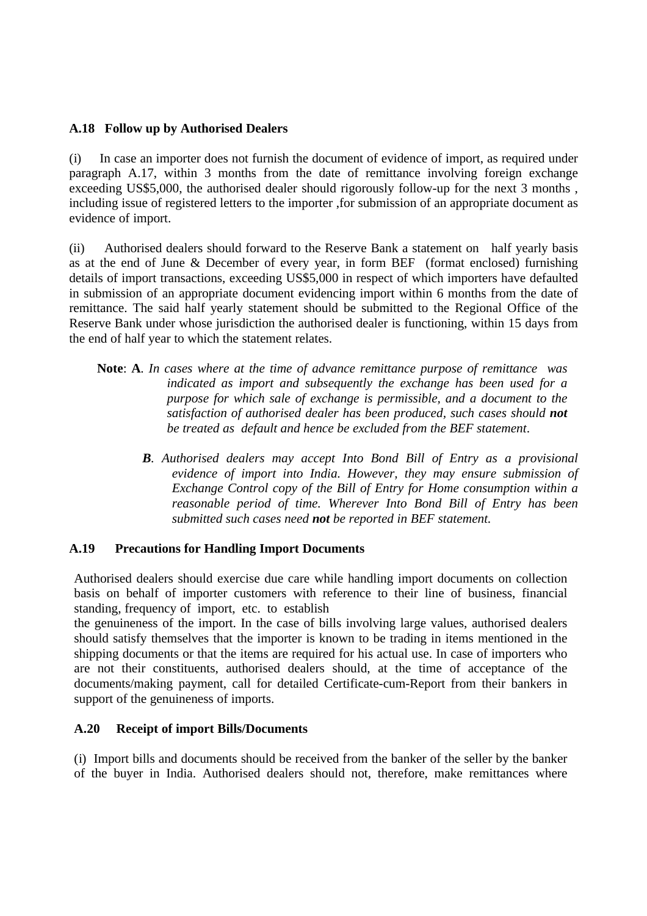**A.18 Follow up by Authorised Dealers**

(i) In case an importer does not furnish the document of evidence of import, as required under paragraph A.17, within 3 months from the date of remittance involving foreign exchange exceeding US$5,000, the authorised dealer should rigorously follow-up for the next 3 months , including issue of registered letters to the importer ,for submission of an appropriate document as evidence of import.

(ii) Authorised dealers should forward to the Reserve Bank a statement on half yearly basis as at the end of June & December of every year, in form BEF (format enclosed) furnishing details of import transactions, exceeding US$5,000 in respect of which importers have defaulted in submission of an appropriate document evidencing import within 6 months from the date of remittance. The said half yearly statement should be submitted to the Regional Office of the Reserve Bank under whose jurisdiction the authorised dealer is functioning, within 15 days from the end of half year to which the statement relates.

**Note**: **A**. *In cases where at the time of advance remittance purpose of remittance was indicated as import and subsequently the exchange has been used for a purpose for which sale of exchange is permissible, and a document to the satisfaction of authorised dealer has been produced, such cases should **not** be treated as default and hence be excluded from the BEF statement*.

***B***. *Authorised dealers may accept Into Bond Bill of Entry as a provisional evidence of import into India. However, they may ensure submission of Exchange Control copy of the Bill of Entry for Home consumption within a reasonable period of time. Wherever Into Bond Bill of Entry has been submitted such cases need **not** be reported in BEF statement.*

**A.19 Precautions for Handling Import Documents**

Authorised dealers should exercise due care while handling import documents on collection basis on behalf of importer customers with reference to their line of business, financial standing, frequency of import, etc. to establish the genuineness of the import. In the case of bills involving large values, authorised dealers should satisfy themselves that the importer is known to be trading in items mentioned in the shipping documents or that the items are required for his actual use. In case of importers who are not their constituents, authorised dealers should, at the time of acceptance of the documents/making payment, call for detailed Certificate-cum-Report from their bankers in support of the genuineness of imports.

**A.20 Receipt of import Bills/Documents**

(i) Import bills and documents should be received from the banker of the seller by the banker of the buyer in India. Authorised dealers should not, therefore, make remittances where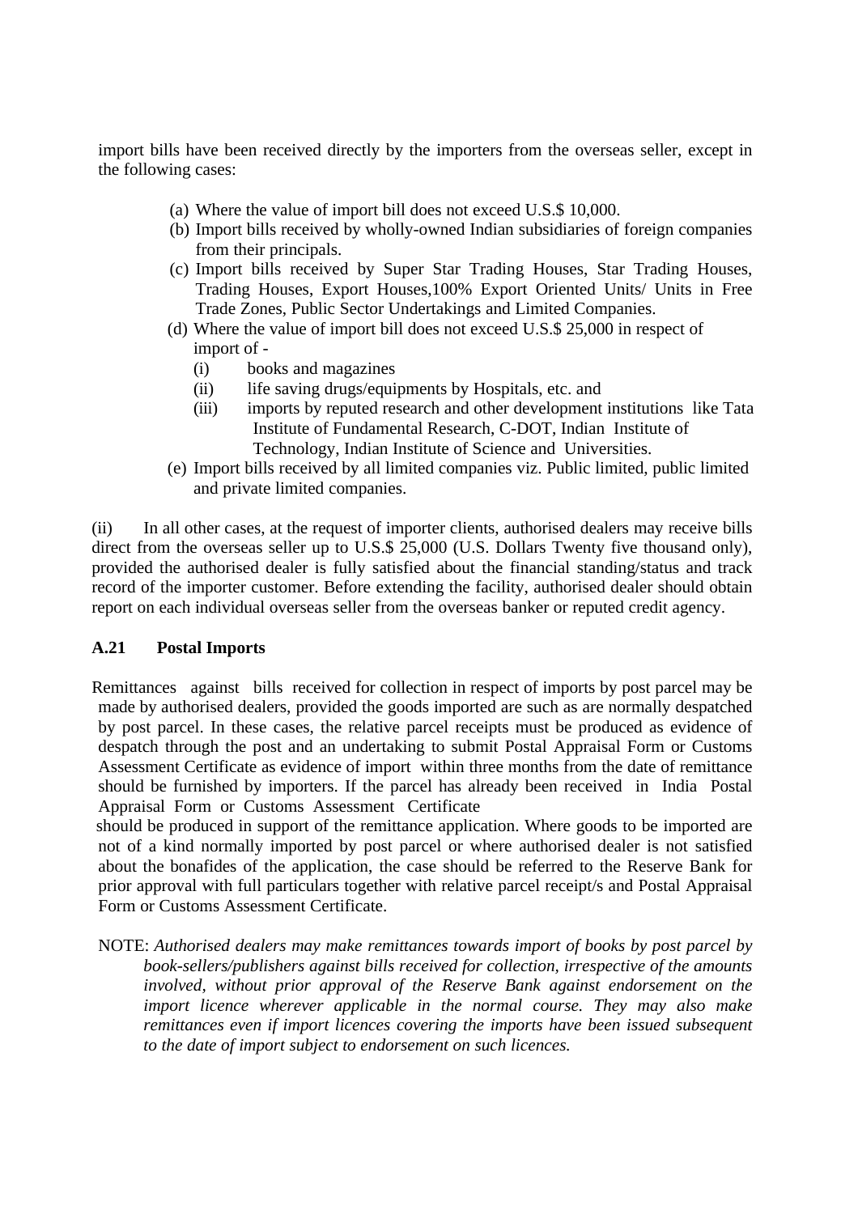import bills have been received directly by the importers from the overseas seller, except in the following cases:

(a) Where the value of import bill does not exceed U.S.$ 10,000.
(b) Import bills received by wholly-owned Indian subsidiaries of foreign companies from their principals.
(c) Import bills received by Super Star Trading Houses, Star Trading Houses, Trading Houses, Export Houses,100% Export Oriented Units/ Units in Free Trade Zones, Public Sector Undertakings and Limited Companies.
(d) Where the value of import bill does not exceed U.S.$ 25,000 in respect of import of -
    (i) books and magazines
    (ii) life saving drugs/equipments by Hospitals, etc. and
    (iii) imports by reputed research and other development institutions like Tata Institute of Fundamental Research, C-DOT, Indian Institute of Technology, Indian Institute of Science and Universities.
(e) Import bills received by all limited companies viz. Public limited, public limited and private limited companies.

(ii) In all other cases, at the request of importer clients, authorised dealers may receive bills direct from the overseas seller up to U.S.$ 25,000 (U.S. Dollars Twenty five thousand only), provided the authorised dealer is fully satisfied about the financial standing/status and track record of the importer customer. Before extending the facility, authorised dealer should obtain report on each individual overseas seller from the overseas banker or reputed credit agency.

**A.21 Postal Imports**

Remittances against bills received for collection in respect of imports by post parcel may be made by authorised dealers, provided the goods imported are such as are normally despatched by post parcel. In these cases, the relative parcel receipts must be produced as evidence of despatch through the post and an undertaking to submit Postal Appraisal Form or Customs Assessment Certificate as evidence of import within three months from the date of remittance should be furnished by importers. If the parcel has already been received in India Postal Appraisal Form or Customs Assessment Certificate should be produced in support of the remittance application. Where goods to be imported are not of a kind normally imported by post parcel or where authorised dealer is not satisfied about the bonafides of the application, the case should be referred to the Reserve Bank for prior approval with full particulars together with relative parcel receipt/s and Postal Appraisal Form or Customs Assessment Certificate.

NOTE: *Authorised dealers may make remittances towards import of books by post parcel by book-sellers/publishers against bills received for collection, irrespective of the amounts involved, without prior approval of the Reserve Bank against endorsement on the import licence wherever applicable in the normal course. They may also make remittances even if import licences covering the imports have been issued subsequent to the date of import subject to endorsement on such licences.*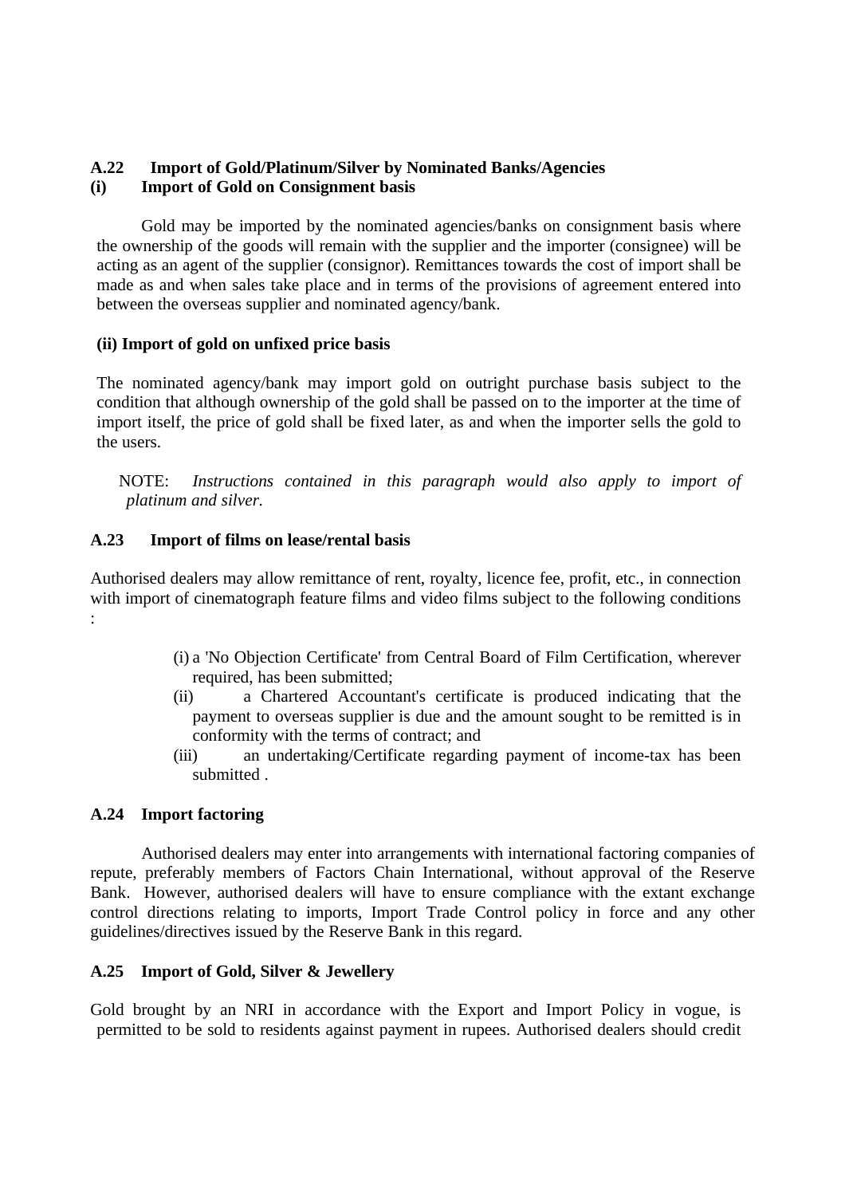**A.22 Import of Gold/Platinum/Silver by Nominated Banks/Agencies**

**(i) Import of Gold on Consignment basis**

Gold may be imported by the nominated agencies/banks on consignment basis where the ownership of the goods will remain with the supplier and the importer (consignee) will be acting as an agent of the supplier (consignor). Remittances towards the cost of import shall be made as and when sales take place and in terms of the provisions of agreement entered into between the overseas supplier and nominated agency/bank.

**(ii) Import of gold on unfixed price basis**

The nominated agency/bank may import gold on outright purchase basis subject to the condition that although ownership of the gold shall be passed on to the importer at the time of import itself, the price of gold shall be fixed later, as and when the importer sells the gold to the users.

NOTE: *Instructions contained in this paragraph would also apply to import of platinum and silver.*

**A.23 Import of films on lease/rental basis**

Authorised dealers may allow remittance of rent, royalty, licence fee, profit, etc., in connection with import of cinematograph feature films and video films subject to the following conditions :

(i) a 'No Objection Certificate' from Central Board of Film Certification, wherever required, has been submitted;

(ii) a Chartered Accountant's certificate is produced indicating that the payment to overseas supplier is due and the amount sought to be remitted is in conformity with the terms of contract; and

(iii) an undertaking/Certificate regarding payment of income-tax has been submitted .

**A.24 Import factoring**

Authorised dealers may enter into arrangements with international factoring companies of repute, preferably members of Factors Chain International, without approval of the Reserve Bank. However, authorised dealers will have to ensure compliance with the extant exchange control directions relating to imports, Import Trade Control policy in force and any other guidelines/directives issued by the Reserve Bank in this regard.

**A.25 Import of Gold, Silver & Jewellery**

Gold brought by an NRI in accordance with the Export and Import Policy in vogue, is permitted to be sold to residents against payment in rupees. Authorised dealers should credit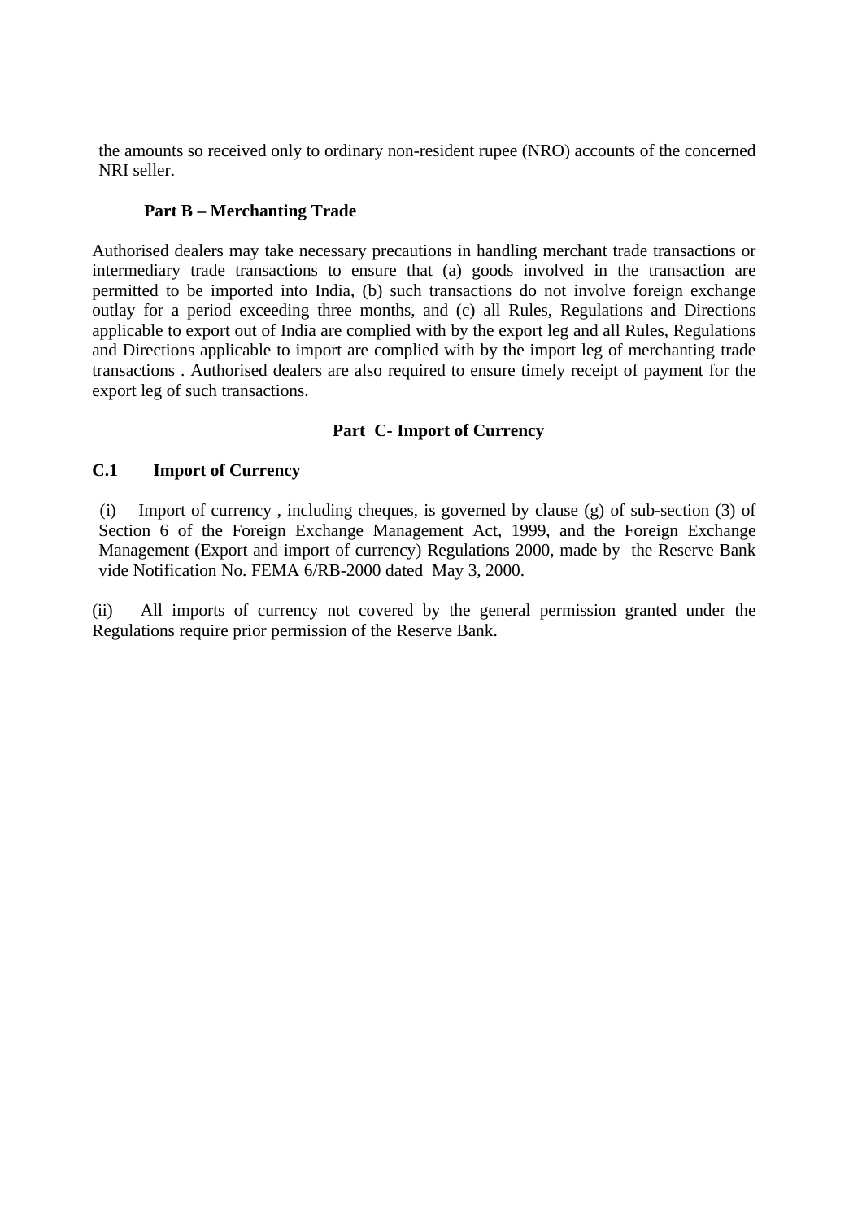the amounts so received only to ordinary non-resident rupee (NRO) accounts of the concerned NRI seller.

## Part B – Merchanting Trade

Authorised dealers may take necessary precautions in handling merchant trade transactions or intermediary trade transactions to ensure that (a) goods involved in the transaction are permitted to be imported into India, (b) such transactions do not involve foreign exchange outlay for a period exceeding three months, and (c) all Rules, Regulations and Directions applicable to export out of India are complied with by the export leg and all Rules, Regulations and Directions applicable to import are complied with by the import leg of merchanting trade transactions . Authorised dealers are also required to ensure timely receipt of payment for the export leg of such transactions.

## Part C- Import of Currency

### C.1 Import of Currency

(i) Import of currency , including cheques, is governed by clause (g) of sub-section (3) of Section 6 of the Foreign Exchange Management Act, 1999, and the Foreign Exchange Management (Export and import of currency) Regulations 2000, made by the Reserve Bank vide Notification No. FEMA 6/RB-2000 dated May 3, 2000.

(ii) All imports of currency not covered by the general permission granted under the Regulations require prior permission of the Reserve Bank.